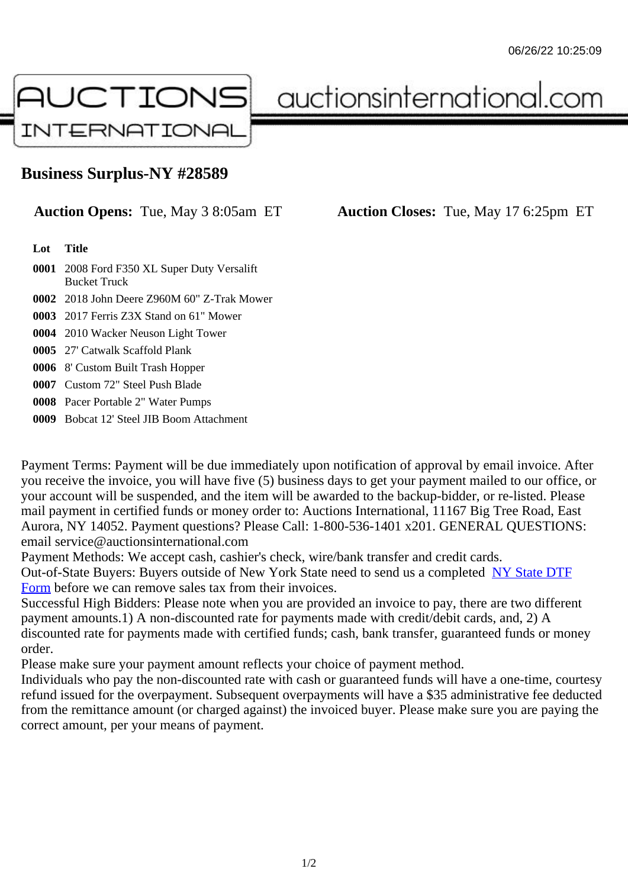06/26/22 10:25:09

AUCTIONS INTERNATIONAL auctionsinternational.com

# Business Surplus-NY #28589

**Auction Opens:** Tue, May 3 8:05am ET **Auction Closes:** Tue, May 17 6:25pm ET

| Lot | Title |
|---|---|
| **0001** | 2008 Ford F350 XL Super Duty Versalift Bucket Truck |
| **0002** | 2018 John Deere Z960M 60" Z-Trak Mower |
| **0003** | 2017 Ferris Z3X Stand on 61" Mower |
| **0004** | 2010 Wacker Neuson Light Tower |
| **0005** | 27' Catwalk Scaffold Plank |
| **0006** | 8' Custom Built Trash Hopper |
| **0007** | Custom 72" Steel Push Blade |
| **0008** | Pacer Portable 2" Water Pumps |
| **0009** | Bobcat 12' Steel JIB Boom Attachment |

Payment Terms: Payment will be due immediately upon notification of approval by email invoice. After you receive the invoice, you will have five (5) business days to get your payment mailed to our office, or your account will be suspended, and the item will be awarded to the backup-bidder, or re-listed. Please mail payment in certified funds or money order to: Auctions International, 11167 Big Tree Road, East Aurora, NY 14052. Payment questions? Please Call: 1-800-536-1401 x201. GENERAL QUESTIONS: email service@auctionsinternational.com
Payment Methods: We accept cash, cashier's check, wire/bank transfer and credit cards.
Out-of-State Buyers: Buyers outside of New York State need to send us a completed NY State DTF Form before we can remove sales tax from their invoices.
Successful High Bidders: Please note when you are provided an invoice to pay, there are two different payment amounts.1) A non-discounted rate for payments made with credit/debit cards, and, 2) A discounted rate for payments made with certified funds; cash, bank transfer, guaranteed funds or money order.
Please make sure your payment amount reflects your choice of payment method.
Individuals who pay the non-discounted rate with cash or guaranteed funds will have a one-time, courtesy refund issued for the overpayment. Subsequent overpayments will have a $35 administrative fee deducted from the remittance amount (or charged against) the invoiced buyer. Please make sure you are paying the correct amount, per your means of payment.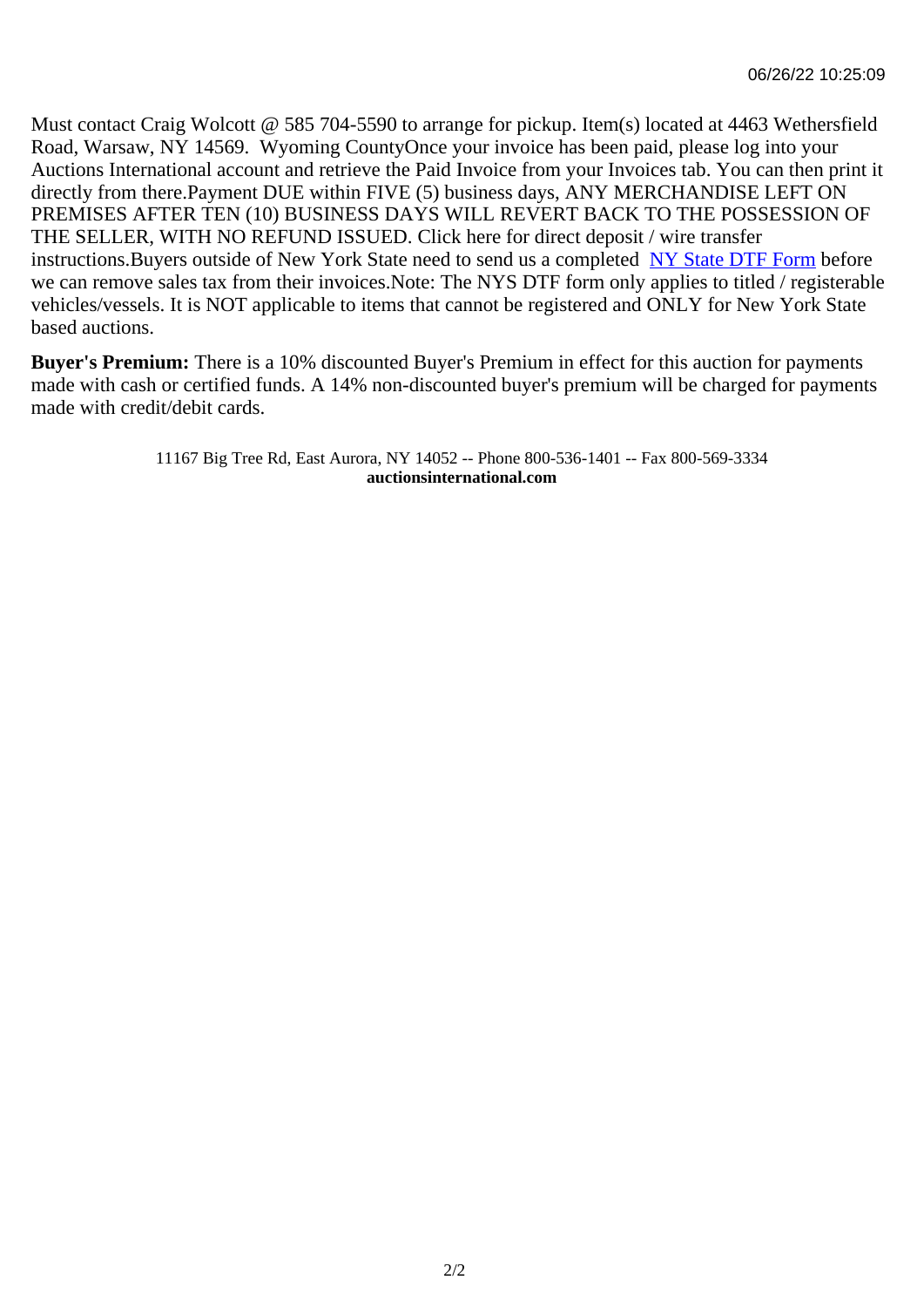Must contact Craig Wolcott @ 585 704-5590 to arrange for pickup. Item(s) located at 4463 Wethersfield Road, Warsaw, NY 14569. Wyoming CountyOnce your invoice has been paid, please log into your Auctions International account and retrieve the Paid Invoice from your Invoices tab. You can then print it directly from there.Payment DUE within FIVE (5) business days, ANY MERCHANDISE LEFT ON PREMISES AFTER TEN (10) BUSINESS DAYS WILL REVERT BACK TO THE POSSESSION OF THE SELLER, WITH NO REFUND ISSUED. Click here for direct deposit / wire transfer instructions.Buyers outside of New York State need to send us a completed NY State DTF Form before we can remove sales tax from their invoices.Note: The NYS DTF form only applies to titled / registerable vehicles/vessels. It is NOT applicable to items that cannot be registered and ONLY for New York State based auctions.

**Buyer's Premium:** There is a 10% discounted Buyer's Premium in effect for this auction for payments made with cash or certified funds. A 14% non-discounted buyer's premium will be charged for payments made with credit/debit cards.

11167 Big Tree Rd, East Aurora, NY 14052 -- Phone 800-536-1401 -- Fax 800-569-3334
**auctionsinternational.com**